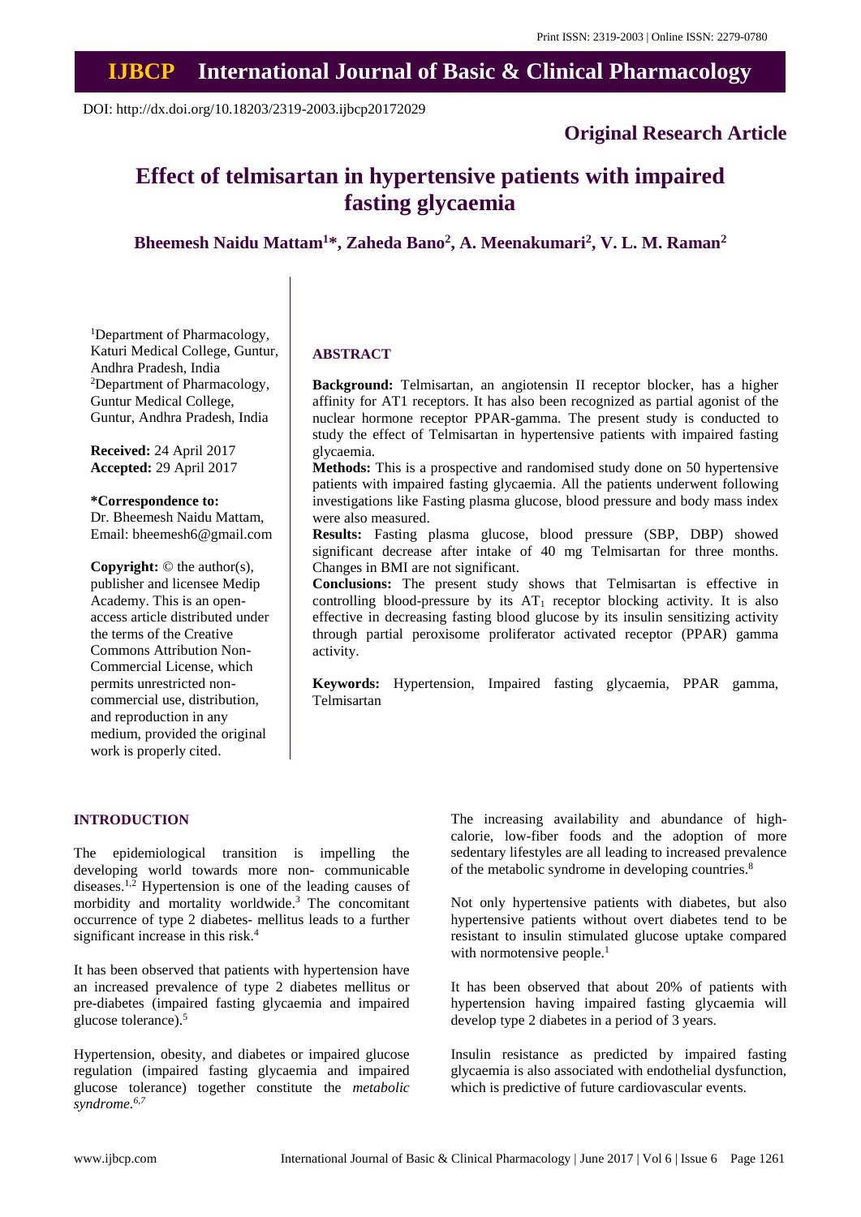Print ISSN: 2319-2003 | Online ISSN: 2279-0780

# IJBCP International Journal of Basic & Clinical Pharmacology

DOI: http://dx.doi.org/10.18203/2319-2003.ijbcp20172029

**Original Research Article**

# Effect of telmisartan in hypertensive patients with impaired fasting glycaemia

**Bheemesh Naidu Mattam[1]\*, Zaheda Bano[2], A. Meenakumari[2], V. L. M. Raman[2]**

[1]Department of Pharmacology, Katuri Medical College, Guntur, Andhra Pradesh, India
[2]Department of Pharmacology, Guntur Medical College, Guntur, Andhra Pradesh, India

**Received:** 24 April 2017
**Accepted:** 29 April 2017

**\*Correspondence to:**
Dr. Bheemesh Naidu Mattam,
Email: bheemesh6@gmail.com

**Copyright:** © the author(s), publisher and licensee Medip Academy. This is an open-access article distributed under the terms of the Creative Commons Attribution Non-Commercial License, which permits unrestricted non-commercial use, distribution, and reproduction in any medium, provided the original work is properly cited.

## ABSTRACT

**Background:** Telmisartan, an angiotensin II receptor blocker, has a higher affinity for AT1 receptors. It has also been recognized as partial agonist of the nuclear hormone receptor PPAR-gamma. The present study is conducted to study the effect of Telmisartan in hypertensive patients with impaired fasting glycaemia.

**Methods:** This is a prospective and randomised study done on 50 hypertensive patients with impaired fasting glycaemia. All the patients underwent following investigations like Fasting plasma glucose, blood pressure and body mass index were also measured.

**Results:** Fasting plasma glucose, blood pressure (SBP, DBP) showed significant decrease after intake of 40 mg Telmisartan for three months. Changes in BMI are not significant.

**Conclusions:** The present study shows that Telmisartan is effective in controlling blood-pressure by its $AT_1$ receptor blocking activity. It is also effective in decreasing fasting blood glucose by its insulin sensitizing activity through partial peroxisome proliferator activated receptor (PPAR) gamma activity.

**Keywords:** Hypertension, Impaired fasting glycaemia, PPAR gamma, Telmisartan

## INTRODUCTION

The epidemiological transition is impelling the developing world towards more non- communicable diseases.[1,2] Hypertension is one of the leading causes of morbidity and mortality worldwide.[3] The concomitant occurrence of type 2 diabetes- mellitus leads to a further significant increase in this risk.[4]

It has been observed that patients with hypertension have an increased prevalence of type 2 diabetes mellitus or pre-diabetes (impaired fasting glycaemia and impaired glucose tolerance).[5]

Hypertension, obesity, and diabetes or impaired glucose regulation (impaired fasting glycaemia and impaired glucose tolerance) together constitute the *metabolic syndrome.*[6,7]

The increasing availability and abundance of high-calorie, low-fiber foods and the adoption of more sedentary lifestyles are all leading to increased prevalence of the metabolic syndrome in developing countries.[8]

Not only hypertensive patients with diabetes, but also hypertensive patients without overt diabetes tend to be resistant to insulin stimulated glucose uptake compared with normotensive people.[1]

It has been observed that about 20% of patients with hypertension having impaired fasting glycaemia will develop type 2 diabetes in a period of 3 years.

Insulin resistance as predicted by impaired fasting glycaemia is also associated with endothelial dysfunction, which is predictive of future cardiovascular events.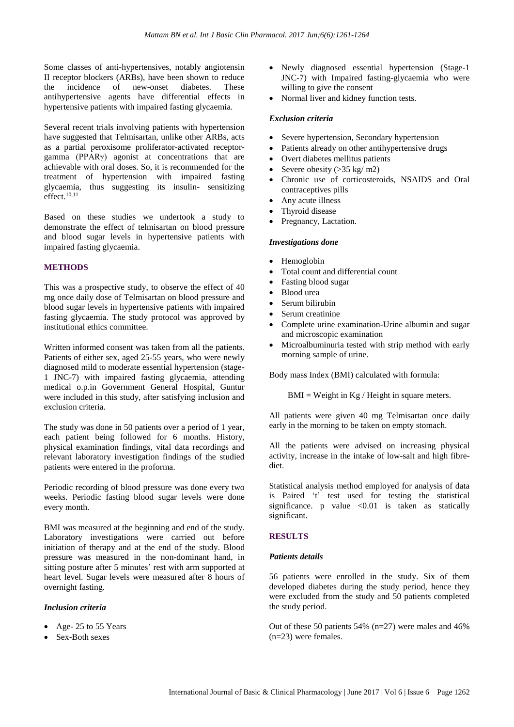Some classes of anti-hypertensives, notably angiotensin II receptor blockers (ARBs), have been shown to reduce the incidence of new-onset diabetes. These antihypertensive agents have differential effects in hypertensive patients with impaired fasting glycaemia.

Several recent trials involving patients with hypertension have suggested that Telmisartan, unlike other ARBs, acts as a partial peroxisome proliferator-activated receptor-gamma (PPARγ) agonist at concentrations that are achievable with oral doses. So, it is recommended for the treatment of hypertension with impaired fasting glycaemia, thus suggesting its insulin- sensitizing effect.[10,11]

Based on these studies we undertook a study to demonstrate the effect of telmisartan on blood pressure and blood sugar levels in hypertensive patients with impaired fasting glycaemia.

## METHODS

This was a prospective study, to observe the effect of 40 mg once daily dose of Telmisartan on blood pressure and blood sugar levels in hypertensive patients with impaired fasting glycaemia. The study protocol was approved by institutional ethics committee.

Written informed consent was taken from all the patients. Patients of either sex, aged 25-55 years, who were newly diagnosed mild to moderate essential hypertension (stage-1 JNC-7) with impaired fasting glycaemia, attending medical o.p.in Government General Hospital, Guntur were included in this study, after satisfying inclusion and exclusion criteria.

The study was done in 50 patients over a period of 1 year, each patient being followed for 6 months. History, physical examination findings, vital data recordings and relevant laboratory investigation findings of the studied patients were entered in the proforma.

Periodic recording of blood pressure was done every two weeks. Periodic fasting blood sugar levels were done every month.

BMI was measured at the beginning and end of the study. Laboratory investigations were carried out before initiation of therapy and at the end of the study. Blood pressure was measured in the non-dominant hand, in sitting posture after 5 minutes' rest with arm supported at heart level. Sugar levels were measured after 8 hours of overnight fasting.

### *Inclusion criteria*

- Age- 25 to 55 Years
- Sex-Both sexes
- Newly diagnosed essential hypertension (Stage-1 JNC-7) with Impaired fasting-glycaemia who were willing to give the consent
- Normal liver and kidney function tests.

### *Exclusion criteria*

- Severe hypertension, Secondary hypertension
- Patients already on other antihypertensive drugs
- Overt diabetes mellitus patients
- Severe obesity (>35 kg/ m2)
- Chronic use of corticosteroids, NSAIDS and Oral contraceptives pills
- Any acute illness
- Thyroid disease
- Pregnancy, Lactation.

### *Investigations done*

- Hemoglobin
- Total count and differential count
- Fasting blood sugar
- Blood urea
- Serum bilirubin
- Serum creatinine
- Complete urine examination-Urine albumin and sugar and microscopic examination
- Microalbuminuria tested with strip method with early morning sample of urine.

Body mass Index (BMI) calculated with formula:

BMI = Weight in Kg / Height in square meters.

All patients were given 40 mg Telmisartan once daily early in the morning to be taken on empty stomach.

All the patients were advised on increasing physical activity, increase in the intake of low-salt and high fibre-diet.

Statistical analysis method employed for analysis of data is Paired 't' test used for testing the statistical significance. p value <0.01 is taken as statically significant.

## RESULTS

### *Patients details*

56 patients were enrolled in the study. Six of them developed diabetes during the study period, hence they were excluded from the study and 50 patients completed the study period.

Out of these 50 patients 54% (n=27) were males and 46% (n=23) were females.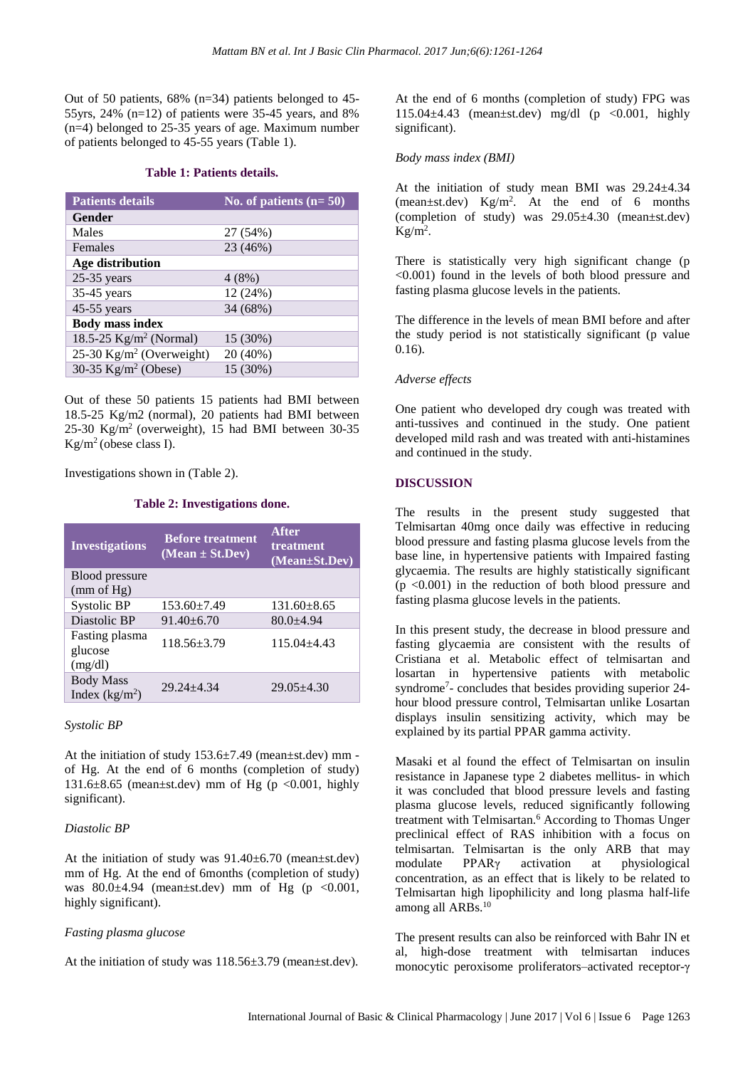Out of 50 patients, 68% (n=34) patients belonged to 45-55yrs, 24% (n=12) of patients were 35-45 years, and 8% (n=4) belonged to 25-35 years of age. Maximum number of patients belonged to 45-55 years (Table 1).

**Table 1: Patients details.**

| Patients details | No. of patients (n= 50) |
|---|---|
| **Gender** | |
| Males | 27 (54%) |
| Females | 23 (46%) |
| **Age distribution** | |
| 25-35 years | 4 (8%) |
| 35-45 years | 12 (24%) |
| 45-55 years | 34 (68%) |
| **Body mass index** | |
| 18.5-25 Kg/m$^2$ (Normal) | 15 (30%) |
| 25-30 Kg/m$^2$ (Overweight) | 20 (40%) |
| 30-35 Kg/m$^2$ (Obese) | 15 (30%) |

Out of these 50 patients 15 patients had BMI between 18.5-25 Kg/m2 (normal), 20 patients had BMI between 25-30 Kg/m$^2$ (overweight), 15 had BMI between 30-35 Kg/m$^2$ (obese class I).

Investigations shown in (Table 2).

**Table 2: Investigations done.**

| Investigations | Before treatment (Mean ± St.Dev) | After treatment (Mean±St.Dev) |
|---|---|---|
| Blood pressure (mm of Hg) | | |
| Systolic BP | 153.60±7.49 | 131.60±8.65 |
| Diastolic BP | 91.40±6.70 | 80.0±4.94 |
| Fasting plasma glucose (mg/dl) | 118.56±3.79 | 115.04±4.43 |
| Body Mass Index (kg/m$^2$) | 29.24±4.34 | 29.05±4.30 |

*Systolic BP*

At the initiation of study 153.6±7.49 (mean±st.dev) mm of Hg. At the end of 6 months (completion of study) 131.6±8.65 (mean±st.dev) mm of Hg ($p < 0.001$, highly significant).

*Diastolic BP*

At the initiation of study was 91.40±6.70 (mean±st.dev) mm of Hg. At the end of 6months (completion of study) was 80.0±4.94 (mean±st.dev) mm of Hg ($p < 0.001$, highly significant).

*Fasting plasma glucose*

At the initiation of study was 118.56±3.79 (mean±st.dev). At the end of 6 months (completion of study) FPG was 115.04±4.43 (mean±st.dev) mg/dl ($p < 0.001$, highly significant).

*Body mass index (BMI)*

At the initiation of study mean BMI was 29.24±4.34 (mean±st.dev) Kg/m$^2$. At the end of 6 months (completion of study) was 29.05±4.30 (mean±st.dev) Kg/m$^2$.

There is statistically very high significant change ($p < 0.001$) found in the levels of both blood pressure and fasting plasma glucose levels in the patients.

The difference in the levels of mean BMI before and after the study period is not statistically significant (p value 0.16).

*Adverse effects*

One patient who developed dry cough was treated with anti-tussives and continued in the study. One patient developed mild rash and was treated with anti-histamines and continued in the study.

## DISCUSSION

The results in the present study suggested that Telmisartan 40mg once daily was effective in reducing blood pressure and fasting plasma glucose levels from the base line, in hypertensive patients with Impaired fasting glycaemia. The results are highly statistically significant ($p < 0.001$) in the reduction of both blood pressure and fasting plasma glucose levels in the patients.

In this present study, the decrease in blood pressure and fasting glycaemia are consistent with the results of Cristiana et al. Metabolic effect of telmisartan and losartan in hypertensive patients with metabolic syndrome[7]- concludes that besides providing superior 24-hour blood pressure control, Telmisartan unlike Losartan displays insulin sensitizing activity, which may be explained by its partial PPAR gamma activity.

Masaki et al found the effect of Telmisartan on insulin resistance in Japanese type 2 diabetes mellitus- in which it was concluded that blood pressure levels and fasting plasma glucose levels, reduced significantly following treatment with Telmisartan.[6] According to Thomas Unger preclinical effect of RAS inhibition with a focus on telmisartan. Telmisartan is the only ARB that may modulate PPARγ activation at physiological concentration, as an effect that is likely to be related to Telmisartan high lipophilicity and long plasma half-life among all ARBs.[10]

The present results can also be reinforced with Bahr IN et al, high-dose treatment with telmisartan induces monocytic peroxisome proliferators–activated receptor-γ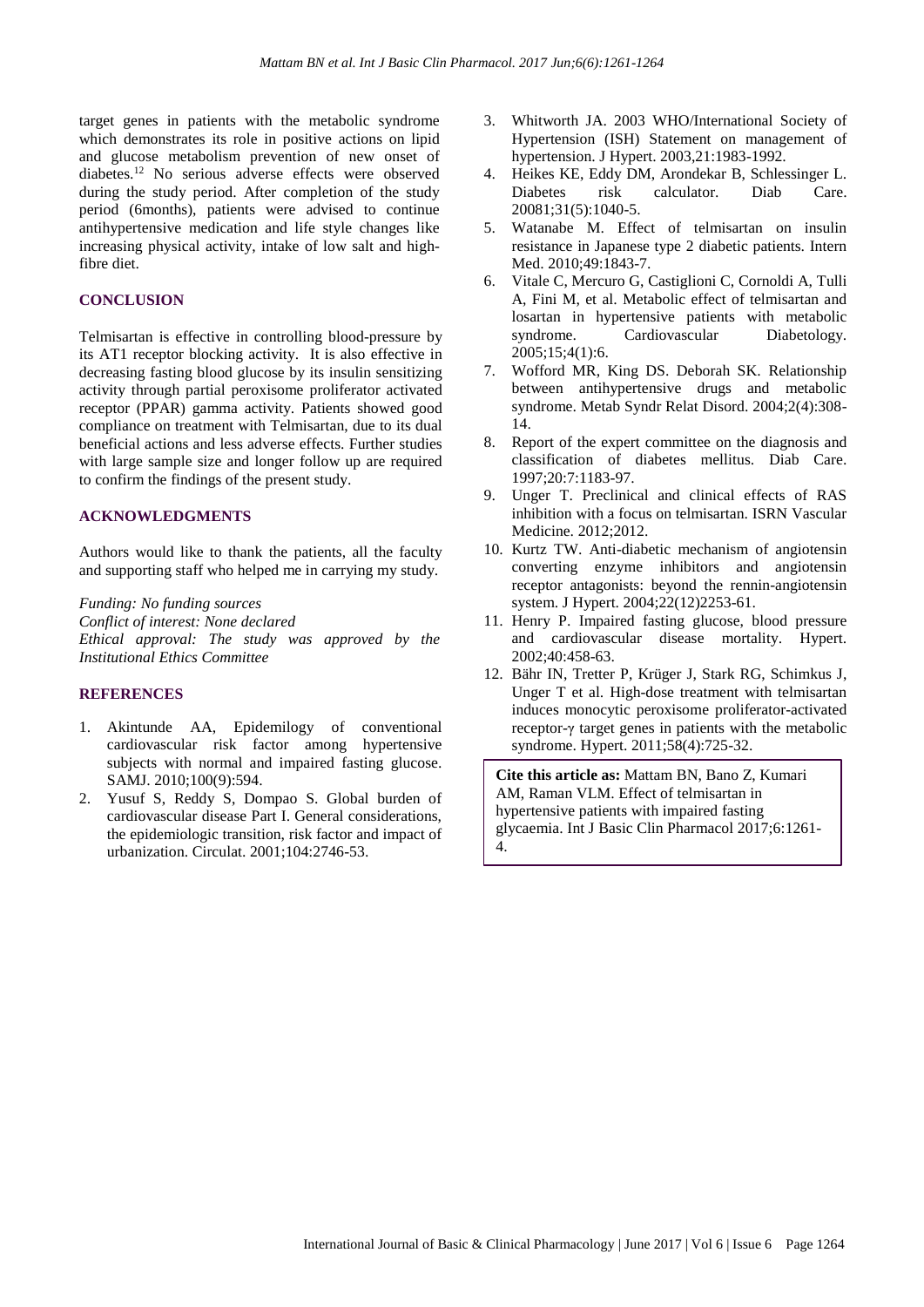target genes in patients with the metabolic syndrome which demonstrates its role in positive actions on lipid and glucose metabolism prevention of new onset of diabetes.[12] No serious adverse effects were observed during the study period. After completion of the study period (6months), patients were advised to continue antihypertensive medication and life style changes like increasing physical activity, intake of low salt and high-fibre diet.

## CONCLUSION

Telmisartan is effective in controlling blood-pressure by its AT1 receptor blocking activity. It is also effective in decreasing fasting blood glucose by its insulin sensitizing activity through partial peroxisome proliferator activated receptor (PPAR) gamma activity. Patients showed good compliance on treatment with Telmisartan, due to its dual beneficial actions and less adverse effects. Further studies with large sample size and longer follow up are required to confirm the findings of the present study.

## ACKNOWLEDGMENTS

Authors would like to thank the patients, all the faculty and supporting staff who helped me in carrying my study.

*Funding: No funding sources*
*Conflict of interest: None declared*
*Ethical approval: The study was approved by the Institutional Ethics Committee*

## REFERENCES

1. Akintunde AA, Epidemilogy of conventional cardiovascular risk factor among hypertensive subjects with normal and impaired fasting glucose. SAMJ. 2010;100(9):594.
2. Yusuf S, Reddy S, Dompao S. Global burden of cardiovascular disease Part I. General considerations, the epidemiologic transition, risk factor and impact of urbanization. Circulat. 2001;104:2746-53.
3. Whitworth JA. 2003 WHO/International Society of Hypertension (ISH) Statement on management of hypertension. J Hypert. 2003,21:1983-1992.
4. Heikes KE, Eddy DM, Arondekar B, Schlessinger L. Diabetes risk calculator. Diab Care. 20081;31(5):1040-5.
5. Watanabe M. Effect of telmisartan on insulin resistance in Japanese type 2 diabetic patients. Intern Med. 2010;49:1843-7.
6. Vitale C, Mercuro G, Castiglioni C, Cornoldi A, Tulli A, Fini M, et al. Metabolic effect of telmisartan and losartan in hypertensive patients with metabolic syndrome. Cardiovascular Diabetology. 2005;15;4(1):6.
7. Wofford MR, King DS. Deborah SK. Relationship between antihypertensive drugs and metabolic syndrome. Metab Syndr Relat Disord. 2004;2(4):308-14.
8. Report of the expert committee on the diagnosis and classification of diabetes mellitus. Diab Care. 1997;20:7:1183-97.
9. Unger T. Preclinical and clinical effects of RAS inhibition with a focus on telmisartan. ISRN Vascular Medicine. 2012;2012.
10. Kurtz TW. Anti-diabetic mechanism of angiotensin converting enzyme inhibitors and angiotensin receptor antagonists: beyond the rennin-angiotensin system. J Hypert. 2004;22(12)2253-61.
11. Henry P. Impaired fasting glucose, blood pressure and cardiovascular disease mortality. Hypert. 2002;40:458-63.
12. Bähr IN, Tretter P, Krüger J, Stark RG, Schimkus J, Unger T et al. High-dose treatment with telmisartan induces monocytic peroxisome proliferator-activated receptor-γ target genes in patients with the metabolic syndrome. Hypert. 2011;58(4):725-32.

**Cite this article as:** Mattam BN, Bano Z, Kumari AM, Raman VLM. Effect of telmisartan in hypertensive patients with impaired fasting glycaemia. Int J Basic Clin Pharmacol 2017;6:1261-4.